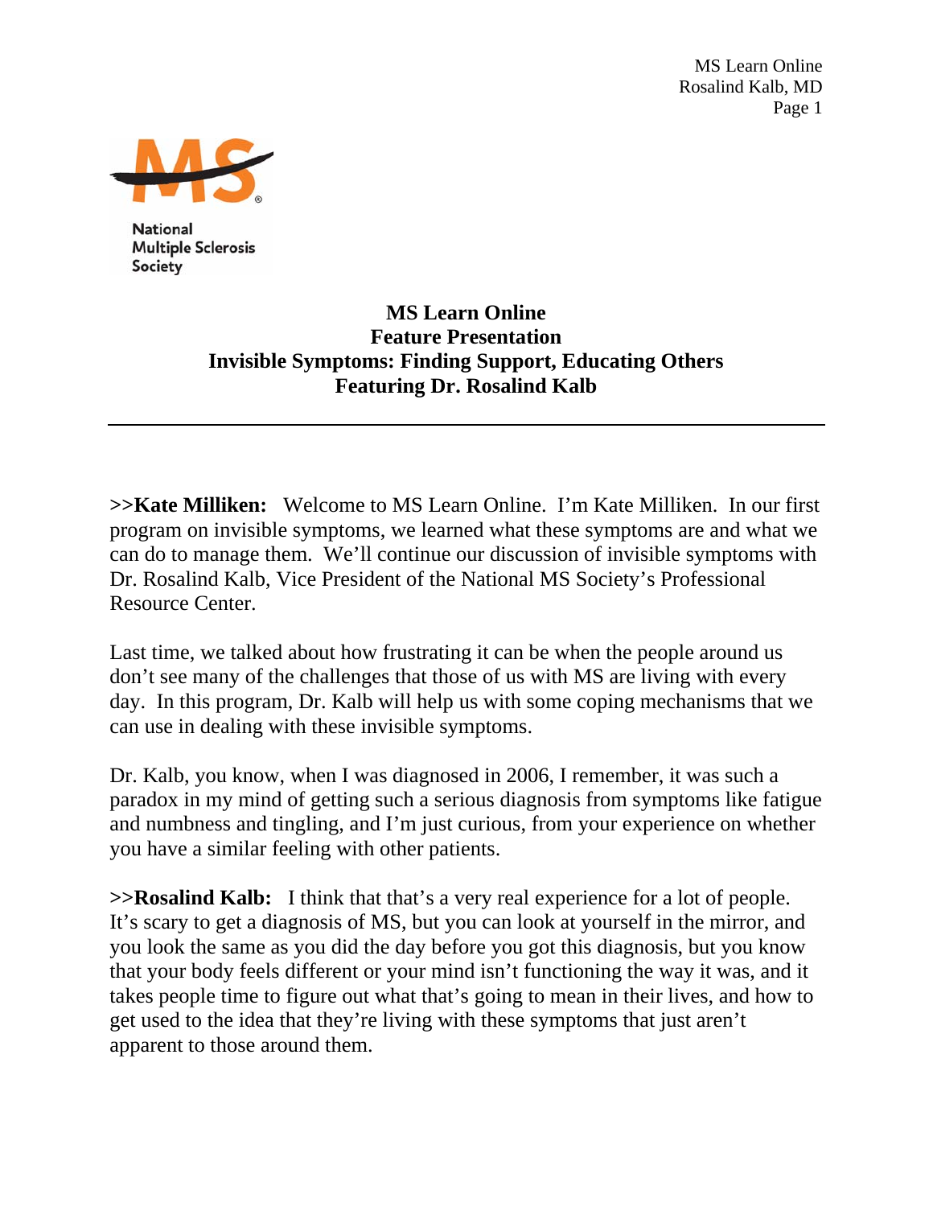National Multiple Sclerosis Society

# MS Learn Online
## Feature Presentation
## Invisible Symptoms: Finding Support, Educating Others
## Featuring Dr. Rosalind Kalb

---

**>>Kate Milliken:** Welcome to MS Learn Online. I'm Kate Milliken. In our first program on invisible symptoms, we learned what these symptoms are and what we can do to manage them. We'll continue our discussion of invisible symptoms with Dr. Rosalind Kalb, Vice President of the National MS Society's Professional Resource Center.

Last time, we talked about how frustrating it can be when the people around us don't see many of the challenges that those of us with MS are living with every day. In this program, Dr. Kalb will help us with some coping mechanisms that we can use in dealing with these invisible symptoms.

Dr. Kalb, you know, when I was diagnosed in 2006, I remember, it was such a paradox in my mind of getting such a serious diagnosis from symptoms like fatigue and numbness and tingling, and I'm just curious, from your experience on whether you have a similar feeling with other patients.

**>>Rosalind Kalb:** I think that that's a very real experience for a lot of people. It's scary to get a diagnosis of MS, but you can look at yourself in the mirror, and you look the same as you did the day before you got this diagnosis, but you know that your body feels different or your mind isn't functioning the way it was, and it takes people time to figure out what that's going to mean in their lives, and how to get used to the idea that they're living with these symptoms that just aren't apparent to those around them.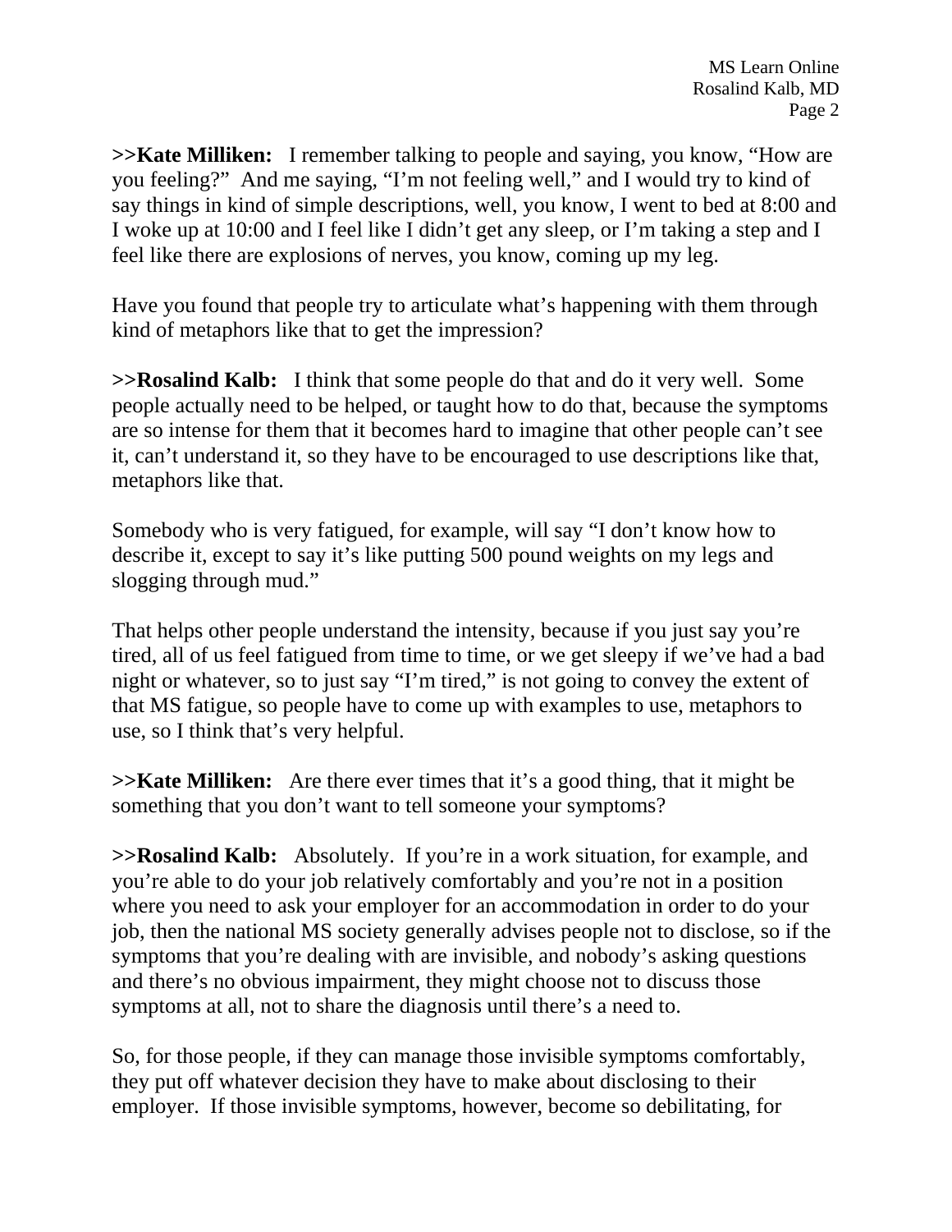**>>Kate Milliken:** I remember talking to people and saying, you know, "How are you feeling?" And me saying, "I'm not feeling well," and I would try to kind of say things in kind of simple descriptions, well, you know, I went to bed at 8:00 and I woke up at 10:00 and I feel like I didn't get any sleep, or I'm taking a step and I feel like there are explosions of nerves, you know, coming up my leg.

Have you found that people try to articulate what's happening with them through kind of metaphors like that to get the impression?

**>>Rosalind Kalb:** I think that some people do that and do it very well. Some people actually need to be helped, or taught how to do that, because the symptoms are so intense for them that it becomes hard to imagine that other people can't see it, can't understand it, so they have to be encouraged to use descriptions like that, metaphors like that.

Somebody who is very fatigued, for example, will say "I don't know how to describe it, except to say it's like putting 500 pound weights on my legs and slogging through mud."

That helps other people understand the intensity, because if you just say you're tired, all of us feel fatigued from time to time, or we get sleepy if we've had a bad night or whatever, so to just say "I'm tired," is not going to convey the extent of that MS fatigue, so people have to come up with examples to use, metaphors to use, so I think that's very helpful.

**>>Kate Milliken:** Are there ever times that it's a good thing, that it might be something that you don't want to tell someone your symptoms?

**>>Rosalind Kalb:** Absolutely. If you're in a work situation, for example, and you're able to do your job relatively comfortably and you're not in a position where you need to ask your employer for an accommodation in order to do your job, then the national MS society generally advises people not to disclose, so if the symptoms that you're dealing with are invisible, and nobody's asking questions and there's no obvious impairment, they might choose not to discuss those symptoms at all, not to share the diagnosis until there's a need to.

So, for those people, if they can manage those invisible symptoms comfortably, they put off whatever decision they have to make about disclosing to their employer. If those invisible symptoms, however, become so debilitating, for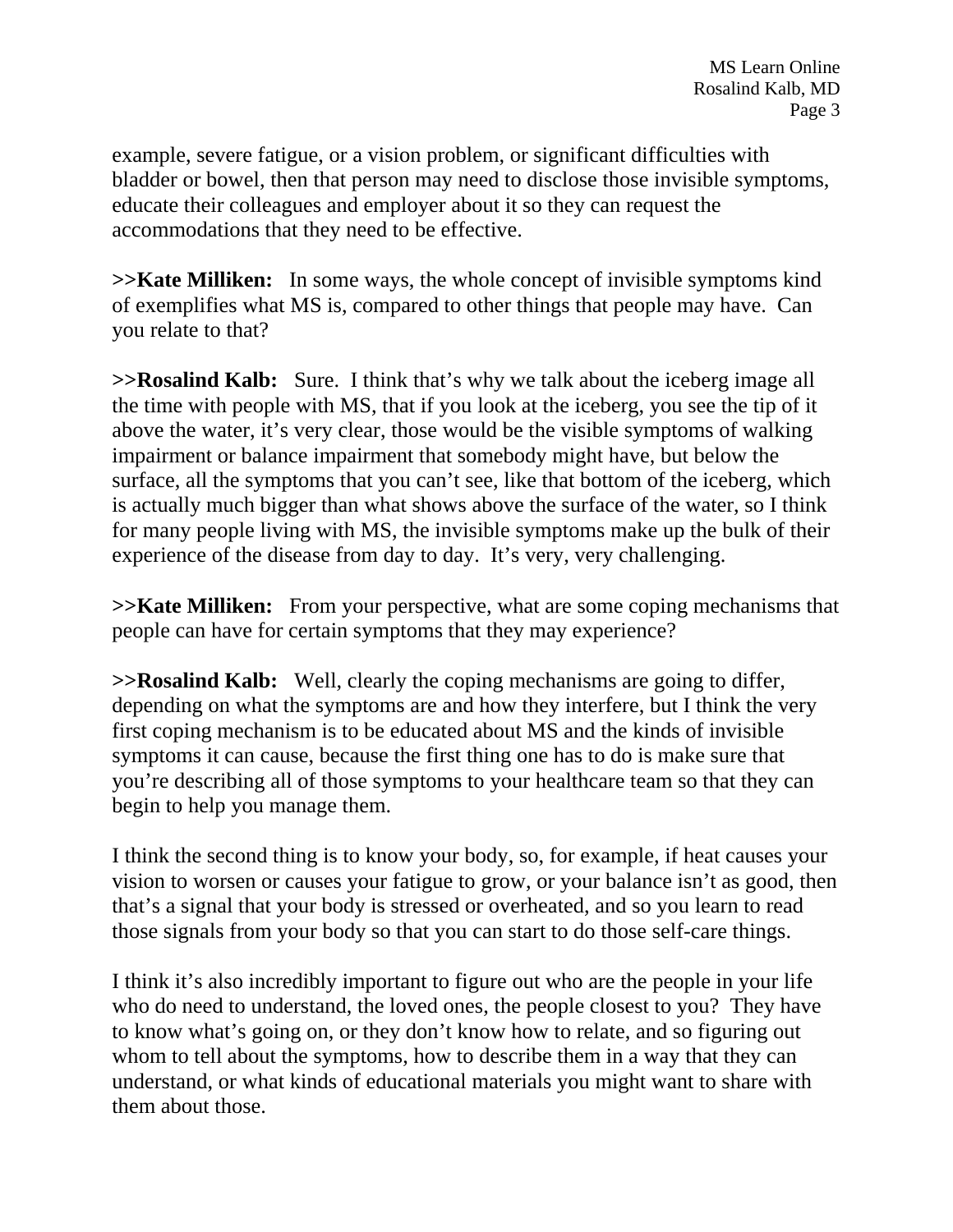example, severe fatigue, or a vision problem, or significant difficulties with bladder or bowel, then that person may need to disclose those invisible symptoms, educate their colleagues and employer about it so they can request the accommodations that they need to be effective.

**>>Kate Milliken:** In some ways, the whole concept of invisible symptoms kind of exemplifies what MS is, compared to other things that people may have. Can you relate to that?

**>>Rosalind Kalb:** Sure. I think that's why we talk about the iceberg image all the time with people with MS, that if you look at the iceberg, you see the tip of it above the water, it's very clear, those would be the visible symptoms of walking impairment or balance impairment that somebody might have, but below the surface, all the symptoms that you can't see, like that bottom of the iceberg, which is actually much bigger than what shows above the surface of the water, so I think for many people living with MS, the invisible symptoms make up the bulk of their experience of the disease from day to day. It's very, very challenging.

**>>Kate Milliken:** From your perspective, what are some coping mechanisms that people can have for certain symptoms that they may experience?

**>>Rosalind Kalb:** Well, clearly the coping mechanisms are going to differ, depending on what the symptoms are and how they interfere, but I think the very first coping mechanism is to be educated about MS and the kinds of invisible symptoms it can cause, because the first thing one has to do is make sure that you're describing all of those symptoms to your healthcare team so that they can begin to help you manage them.

I think the second thing is to know your body, so, for example, if heat causes your vision to worsen or causes your fatigue to grow, or your balance isn't as good, then that's a signal that your body is stressed or overheated, and so you learn to read those signals from your body so that you can start to do those self-care things.

I think it's also incredibly important to figure out who are the people in your life who do need to understand, the loved ones, the people closest to you? They have to know what's going on, or they don't know how to relate, and so figuring out whom to tell about the symptoms, how to describe them in a way that they can understand, or what kinds of educational materials you might want to share with them about those.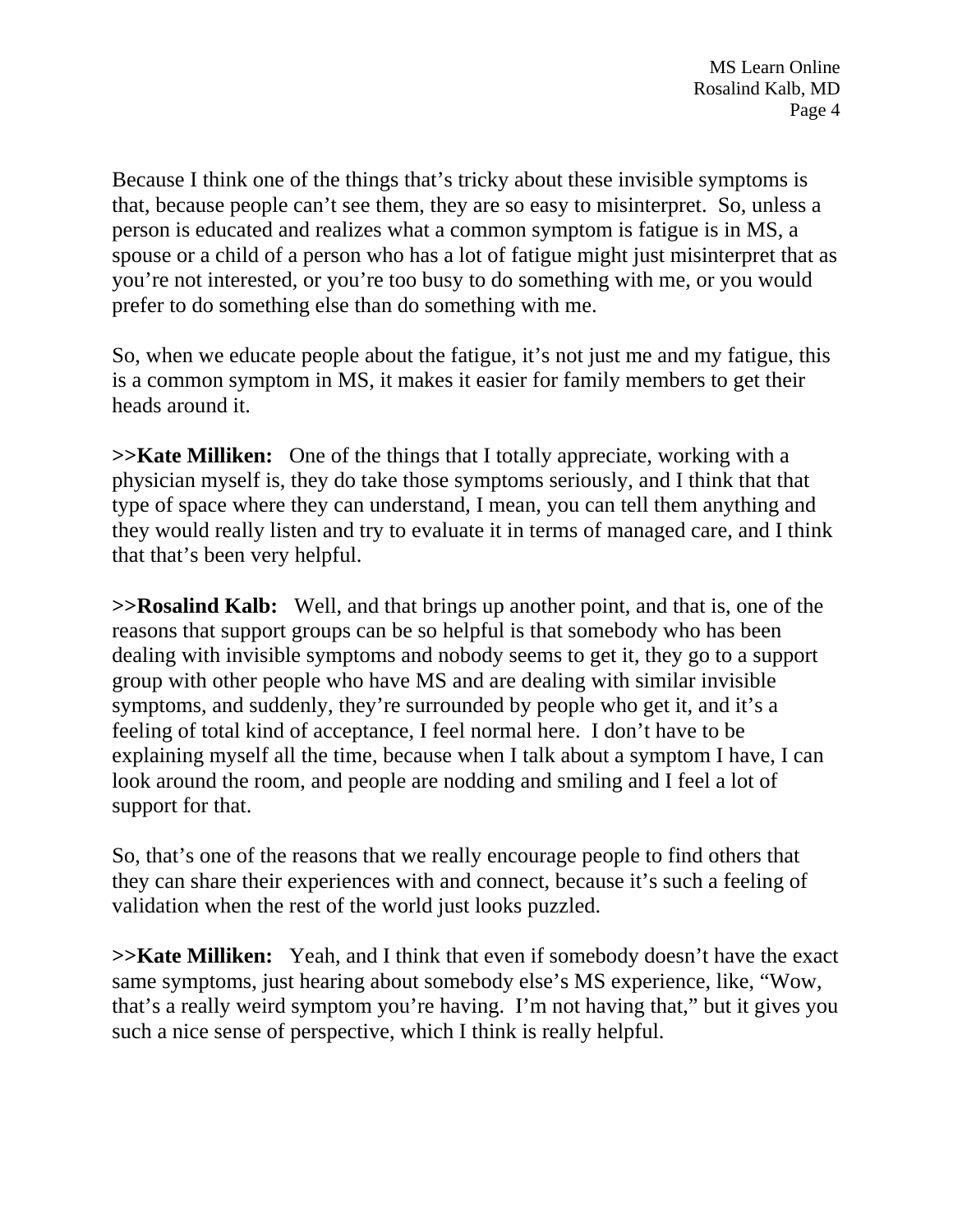Because I think one of the things that's tricky about these invisible symptoms is that, because people can't see them, they are so easy to misinterpret. So, unless a person is educated and realizes what a common symptom is fatigue is in MS, a spouse or a child of a person who has a lot of fatigue might just misinterpret that as you're not interested, or you're too busy to do something with me, or you would prefer to do something else than do something with me.

So, when we educate people about the fatigue, it's not just me and my fatigue, this is a common symptom in MS, it makes it easier for family members to get their heads around it.

**>>Kate Milliken:** One of the things that I totally appreciate, working with a physician myself is, they do take those symptoms seriously, and I think that that type of space where they can understand, I mean, you can tell them anything and they would really listen and try to evaluate it in terms of managed care, and I think that that's been very helpful.

**>>Rosalind Kalb:** Well, and that brings up another point, and that is, one of the reasons that support groups can be so helpful is that somebody who has been dealing with invisible symptoms and nobody seems to get it, they go to a support group with other people who have MS and are dealing with similar invisible symptoms, and suddenly, they're surrounded by people who get it, and it's a feeling of total kind of acceptance, I feel normal here. I don't have to be explaining myself all the time, because when I talk about a symptom I have, I can look around the room, and people are nodding and smiling and I feel a lot of support for that.

So, that's one of the reasons that we really encourage people to find others that they can share their experiences with and connect, because it's such a feeling of validation when the rest of the world just looks puzzled.

**>>Kate Milliken:** Yeah, and I think that even if somebody doesn't have the exact same symptoms, just hearing about somebody else's MS experience, like, "Wow, that's a really weird symptom you're having. I'm not having that," but it gives you such a nice sense of perspective, which I think is really helpful.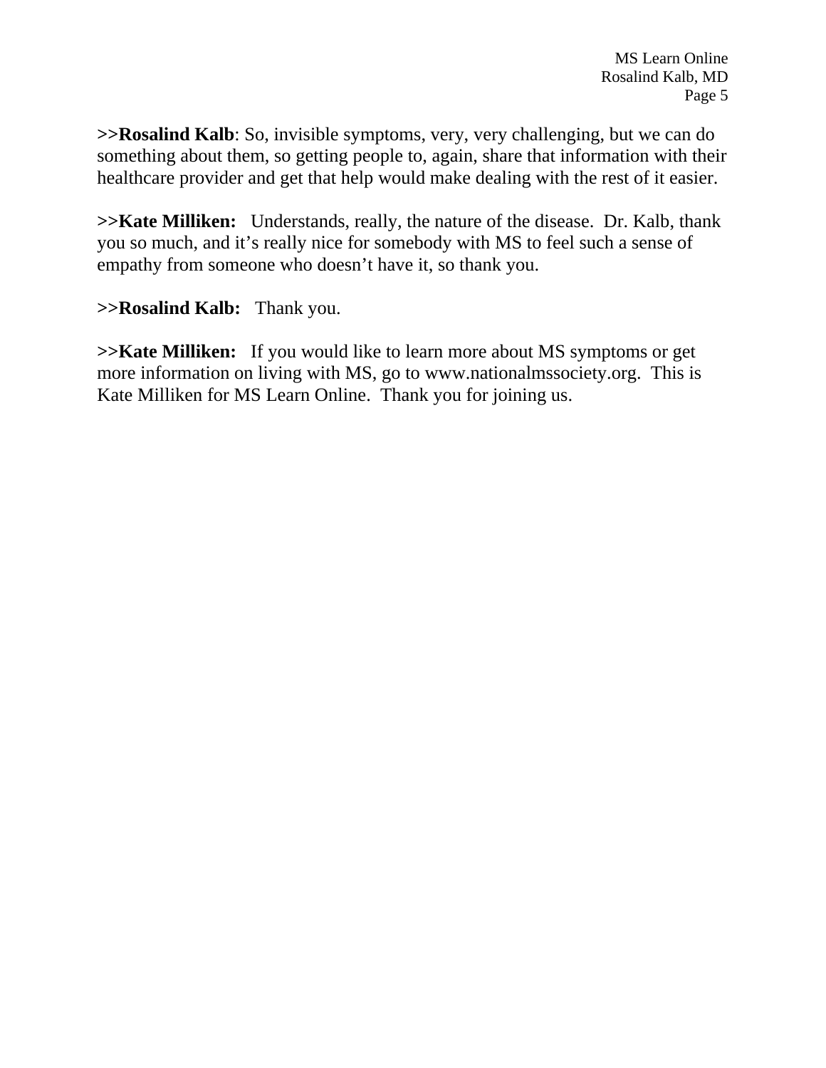**>>Rosalind Kalb**: So, invisible symptoms, very, very challenging, but we can do something about them, so getting people to, again, share that information with their healthcare provider and get that help would make dealing with the rest of it easier.

**>>Kate Milliken:** Understands, really, the nature of the disease. Dr. Kalb, thank you so much, and it's really nice for somebody with MS to feel such a sense of empathy from someone who doesn't have it, so thank you.

**>>Rosalind Kalb:** Thank you.

**>>Kate Milliken:** If you would like to learn more about MS symptoms or get more information on living with MS, go to www.nationalmssociety.org. This is Kate Milliken for MS Learn Online. Thank you for joining us.